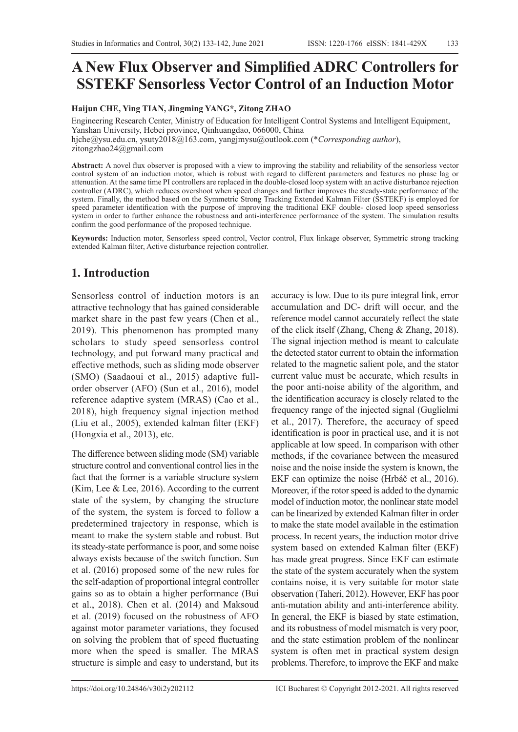# A New Flux Observer and Simplified ADRC Controllers for SSTEKF Sensorless Vector Control of an Induction Motor

**Haijun CHE, Ying TIAN, Jingming YANG*, Zitong ZHAO**

Engineering Research Center, Ministry of Education for Intelligent Control Systems and Intelligent Equipment, Yanshan University, Hebei province, Qinhuangdao, 066000, China
hjche@ysu.edu.cn, ysuty2018@163.com, yangjmysu@outlook.com (*Corresponding author), zitongzhao24@gmail.com

**Abstract:** A novel flux observer is proposed with a view to improving the stability and reliability of the sensorless vector control system of an induction motor, which is robust with regard to different parameters and features no phase lag or attenuation. At the same time PI controllers are replaced in the double-closed loop system with an active disturbance rejection controller (ADRC), which reduces overshoot when speed changes and further improves the steady-state performance of the system. Finally, the method based on the Symmetric Strong Tracking Extended Kalman Filter (SSTEKF) is employed for speed parameter identification with the purpose of improving the traditional EKF double- closed loop speed sensorless system in order to further enhance the robustness and anti-interference performance of the system. The simulation results confirm the good performance of the proposed technique.

**Keywords:** Induction motor, Sensorless speed control, Vector control, Flux linkage observer, Symmetric strong tracking extended Kalman filter, Active disturbance rejection controller.

## 1. Introduction

Sensorless control of induction motors is an attractive technology that has gained considerable market share in the past few years (Chen et al., 2019). This phenomenon has prompted many scholars to study speed sensorless control technology, and put forward many practical and effective methods, such as sliding mode observer (SMO) (Saadaoui et al., 2015) adaptive full-order observer (AFO) (Sun et al., 2016), model reference adaptive system (MRAS) (Cao et al., 2018), high frequency signal injection method (Liu et al., 2005), extended kalman filter (EKF) (Hongxia et al., 2013), etc.

The difference between sliding mode (SM) variable structure control and conventional control lies in the fact that the former is a variable structure system (Kim, Lee & Lee, 2016). According to the current state of the system, by changing the structure of the system, the system is forced to follow a predetermined trajectory in response, which is meant to make the system stable and robust. But its steady-state performance is poor, and some noise always exists because of the switch function. Sun et al. (2016) proposed some of the new rules for the self-adaption of proportional integral controller gains so as to obtain a higher performance (Bui et al., 2018). Chen et al. (2014) and Maksoud et al. (2019) focused on the robustness of AFO against motor parameter variations, they focused on solving the problem that of speed fluctuating more when the speed is smaller. The MRAS structure is simple and easy to understand, but its accuracy is low. Due to its pure integral link, error accumulation and DC- drift will occur, and the reference model cannot accurately reflect the state of the click itself (Zhang, Cheng & Zhang, 2018). The signal injection method is meant to calculate the detected stator current to obtain the information related to the magnetic salient pole, and the stator current value must be accurate, which results in the poor anti-noise ability of the algorithm, and the identification accuracy is closely related to the frequency range of the injected signal (Guglielmi et al., 2017). Therefore, the accuracy of speed identification is poor in practical use, and it is not applicable at low speed. In comparison with other methods, if the covariance between the measured noise and the noise inside the system is known, the EKF can optimize the noise (Hrbáč et al., 2016). Moreover, if the rotor speed is added to the dynamic model of induction motor, the nonlinear state model can be linearized by extended Kalman filter in order to make the state model available in the estimation process. In recent years, the induction motor drive system based on extended Kalman filter (EKF) has made great progress. Since EKF can estimate the state of the system accurately when the system contains noise, it is very suitable for motor state observation (Taheri, 2012). However, EKF has poor anti-mutation ability and anti-interference ability. In general, the EKF is biased by state estimation, and its robustness of model mismatch is very poor, and the state estimation problem of the nonlinear system is often met in practical system design problems. Therefore, to improve the EKF and make

https://doi.org/10.24846/v30i2y202112 ICI Bucharest © Copyright 2012-2021. All rights reserved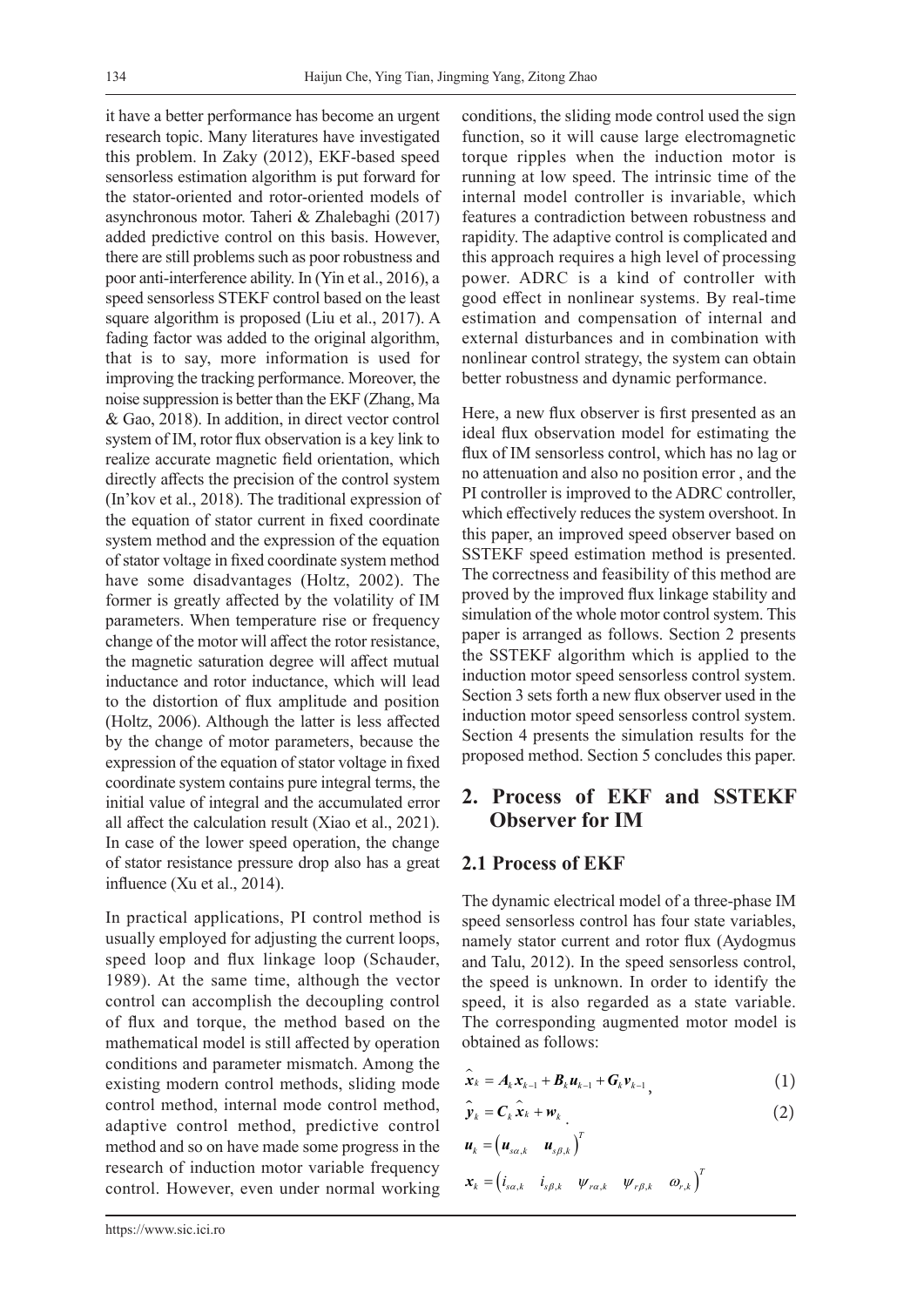it have a better performance has become an urgent research topic. Many literatures have investigated this problem. In Zaky (2012), EKF-based speed sensorless estimation algorithm is put forward for the stator-oriented and rotor-oriented models of asynchronous motor. Taheri & Zhalebaghi (2017) added predictive control on this basis. However, there are still problems such as poor robustness and poor anti-interference ability. In (Yin et al., 2016), a speed sensorless STEKF control based on the least square algorithm is proposed (Liu et al., 2017). A fading factor was added to the original algorithm, that is to say, more information is used for improving the tracking performance. Moreover, the noise suppression is better than the EKF (Zhang, Ma & Gao, 2018). In addition, in direct vector control system of IM, rotor flux observation is a key link to realize accurate magnetic field orientation, which directly affects the precision of the control system (In'kov et al., 2018). The traditional expression of the equation of stator current in fixed coordinate system method and the expression of the equation of stator voltage in fixed coordinate system method have some disadvantages (Holtz, 2002). The former is greatly affected by the volatility of IM parameters. When temperature rise or frequency change of the motor will affect the rotor resistance, the magnetic saturation degree will affect mutual inductance and rotor inductance, which will lead to the distortion of flux amplitude and position (Holtz, 2006). Although the latter is less affected by the change of motor parameters, because the expression of the equation of stator voltage in fixed coordinate system contains pure integral terms, the initial value of integral and the accumulated error all affect the calculation result (Xiao et al., 2021). In case of the lower speed operation, the change of stator resistance pressure drop also has a great influence (Xu et al., 2014).

In practical applications, PI control method is usually employed for adjusting the current loops, speed loop and flux linkage loop (Schauder, 1989). At the same time, although the vector control can accomplish the decoupling control of flux and torque, the method based on the mathematical model is still affected by operation conditions and parameter mismatch. Among the existing modern control methods, sliding mode control method, internal mode control method, adaptive control method, predictive control method and so on have made some progress in the research of induction motor variable frequency control. However, even under normal working conditions, the sliding mode control used the sign function, so it will cause large electromagnetic torque ripples when the induction motor is running at low speed. The intrinsic time of the internal model controller is invariable, which features a contradiction between robustness and rapidity. The adaptive control is complicated and this approach requires a high level of processing power. ADRC is a kind of controller with good effect in nonlinear systems. By real-time estimation and compensation of internal and external disturbances and in combination with nonlinear control strategy, the system can obtain better robustness and dynamic performance.

Here, a new flux observer is first presented as an ideal flux observation model for estimating the flux of IM sensorless control, which has no lag or no attenuation and also no position error , and the PI controller is improved to the ADRC controller, which effectively reduces the system overshoot. In this paper, an improved speed observer based on SSTEKF speed estimation method is presented. The correctness and feasibility of this method are proved by the improved flux linkage stability and simulation of the whole motor control system. This paper is arranged as follows. Section 2 presents the SSTEKF algorithm which is applied to the induction motor speed sensorless control system. Section 3 sets forth a new flux observer used in the induction motor speed sensorless control system. Section 4 presents the simulation results for the proposed method. Section 5 concludes this paper.

## 2. Process of EKF and SSTEKF Observer for IM

### 2.1 Process of EKF

The dynamic electrical model of a three-phase IM speed sensorless control has four state variables, namely stator current and rotor flux (Aydogmus and Talu, 2012). In the speed sensorless control, the speed is unknown. In order to identify the speed, it is also regarded as a state variable. The corresponding augmented motor model is obtained as follows:

$$\hat{\boldsymbol{x}}_k = \boldsymbol{A}_k \boldsymbol{x}_{k-1} + \boldsymbol{B}_k \boldsymbol{u}_{k-1} + \boldsymbol{G}_k \boldsymbol{v}_{k-1}, \tag{1}$$

$$\hat{\boldsymbol{y}}_k = \boldsymbol{C}_k \hat{\boldsymbol{x}}_k + \boldsymbol{w}_k. \tag{2}$$

$$\boldsymbol{u}_k = \begin{pmatrix} \boldsymbol{u}_{s\alpha,k} & \boldsymbol{u}_{s\beta,k} \end{pmatrix}^T$$

$$\boldsymbol{x}_k = \begin{pmatrix} i_{s\alpha,k} & i_{s\beta,k} & \psi_{r\alpha,k} & \psi_{r\beta,k} & \omega_{r,k} \end{pmatrix}^T$$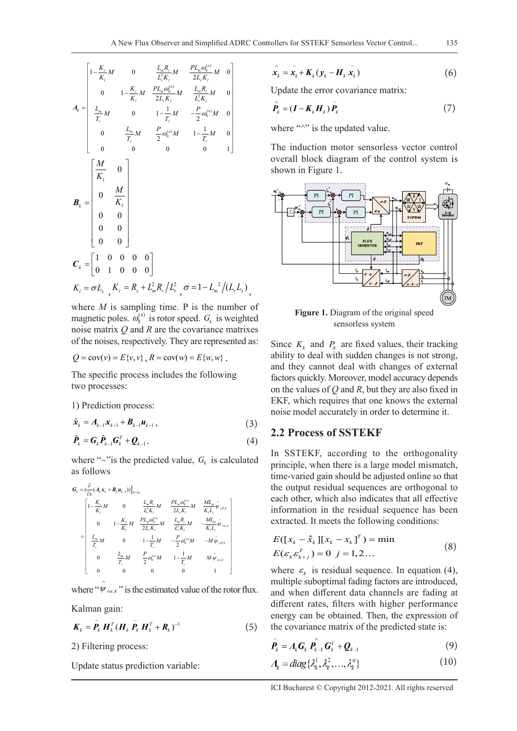$$
\boldsymbol{A}_k = \begin{bmatrix} 1-\frac{K_r}{K_l}M & 0 & \frac{L_m R_r}{L_r^2 K_l}M & \frac{P L_m \omega_0^{(n)}}{2 L_r K_l}M & 0 \\ 0 & 1-\frac{K_r}{K_l}M & \frac{P L_m \omega_0^{(n)}}{2 L_r K_l}M & \frac{L_m R_r}{L_r^2 K_l}M & 0 \\ \frac{L_m}{T_r}M & 0 & 1-\frac{1}{T_r}M & -\frac{P}{2}\omega_0^{(n)}M & 0 \\ 0 & \frac{L_m}{T_r}M & \frac{P}{2}\omega_0^{(n)}M & 1-\frac{1}{T_r}M & 0 \\ 0 & 0 & 0 & 0 & 1 \end{bmatrix}
$$

$$
\boldsymbol{B}_k = \begin{bmatrix} \frac{M}{K_l} & 0 \\ 0 & \frac{M}{K_l} \\ 0 & 0 \\ 0 & 0 \\ 0 & 0 \end{bmatrix}
$$

$$
\boldsymbol{C}_k = \begin{bmatrix} 1 & 0 & 0 & 0 & 0 \\ 0 & 1 & 0 & 0 & 0 \end{bmatrix}
$$

$K_l = \sigma L_s$, $K_r = R_s + L_m^2 R_r / L_r^2$, $\sigma = 1 - L_m^{\ 2}/(L_r L_s)$,

where $M$ is sampling time. P is the number of magnetic poles. $\omega_0^{(n)}$ is rotor speed. $G_k$ is weighted noise matrix $Q$ and $R$ are the covariance matrixes of the noises, respectively. They are represented as:

$Q = \operatorname{cov}(v) = E\{v, v\}$, $R = \operatorname{cov}(w) = E\{w, w\}$.

The specific process includes the following two processes:

1) Prediction process:

$$
\tilde{\boldsymbol{x}}_k = \boldsymbol{A}_{k-1}\boldsymbol{x}_{k-1} + \boldsymbol{B}_{k-1}\boldsymbol{u}_{k-1}, \tag{3}
$$

$$
\tilde{\boldsymbol{P}}_k = \boldsymbol{G}_k \hat{\boldsymbol{P}}_{k-1}\boldsymbol{G}_k^T + \boldsymbol{Q}_{k-1}. \tag{4}
$$

where "~"is the predicted value, $G_k$ is calculated as follows

$$
\boldsymbol{G}_k = \left(\frac{\partial}{\partial x}(\boldsymbol{A}_k \boldsymbol{x}_k + \boldsymbol{B}_k \boldsymbol{u}_{k-1})\right)\Big|_{x=\tilde{x}_k}
= \begin{bmatrix} 1-\frac{K_r}{K_l}M & 0 & \frac{L_m R_r}{L_r^2 K_l}M & \frac{P L_m \omega_0^{(n)}}{2 L_r K_l}M & \frac{M L_m}{K_l L_r}\hat{\psi}_{r\beta,k} \\ 0 & 1-\frac{K_r}{K_l}M & \frac{P L_m \omega_0^{(n)}}{2 L_r K_l}M & \frac{L_m R_r}{L_r^2 K_l}M & -\frac{M L_m}{K_l L_r}\hat{\psi}_{r\alpha,k} \\ \frac{L_m}{T_r}M & 0 & 1-\frac{1}{T_r}M & -\frac{P}{2}\omega_0^{(n)}M & -M\hat{\psi}_{r\beta,k} \\ 0 & \frac{L_m}{T_r}M & \frac{P}{2}\omega_0^{(n)}M & 1-\frac{1}{T_r}M & M\hat{\psi}_{r\alpha,k} \\ 0 & 0 & 0 & 0 & 1 \end{bmatrix}
$$

where "$\hat{\psi}_{r\alpha,k}$" is the estimated value of the rotor flux.

Kalman gain:

$$
\boldsymbol{K}_k = \bar{\boldsymbol{P}}_k \boldsymbol{H}_k^T (\boldsymbol{H}_k \bar{\boldsymbol{P}}_k \boldsymbol{H}_k^T + \boldsymbol{R}_k)^{-1} \tag{5}
$$

2) Filtering process:

Update status prediction variable:

$$
\hat{\boldsymbol{x}}_k = \bar{\boldsymbol{x}}_k + \boldsymbol{K}_k(\boldsymbol{y}_k - \boldsymbol{H}_k \bar{\boldsymbol{x}}_k) \tag{6}
$$

Update the error covariance matrix:

$$
\hat{\boldsymbol{P}}_k = (\boldsymbol{I} - \boldsymbol{K}_k \boldsymbol{H}_k)\bar{\boldsymbol{P}}_k \tag{7}
$$

where "^" is the updated value.

The induction motor sensorless vector control overall block diagram of the control system is shown in Figure 1.

**Figure 1.** Diagram of the original speed sensorless system

Since $K_k$ and $P_k$ are fixed values, their tracking ability to deal with sudden changes is not strong, and they cannot deal with changes of external factors quickly. Moreover, model accuracy depends on the values of $Q$ and $R$, but they are also fixed in EKF, which requires that one knows the external noise model accurately in order to determine it.

## 2.2 Process of SSTEKF

In SSTEKF, according to the orthogonality principle, when there is a large model mismatch, time-varied gain should be adjusted online so that the output residual sequences are orthogonal to each other, which also indicates that all effective information in the residual sequence has been extracted. It meets the following conditions:

$$
\begin{aligned} &E([x_k - \hat{x}_k][x_k - x_k]^T) = \min \\ &E(\varepsilon_k \varepsilon_{k+j}^T) = 0 \quad j = 1, 2 \ldots \end{aligned} \tag{8}
$$

where $\varepsilon_k$ is residual sequence. In equation (4), multiple suboptimal fading factors are introduced, and when different data channels are fading at different rates, filters with higher performance energy can be obtained. Then, the expression of the covariance matrix of the predicted state is:

$$
\bar{\boldsymbol{P}}_k = \boldsymbol{\Lambda}_k \boldsymbol{G}_k \hat{\boldsymbol{P}}_{k-1} \boldsymbol{G}_k^T + \boldsymbol{Q}_{k-1} \tag{9}
$$

$$
\boldsymbol{\Lambda}_k = diag\{\lambda_k^1, \lambda_k^2, \ldots, \lambda_k^n\} \tag{10}
$$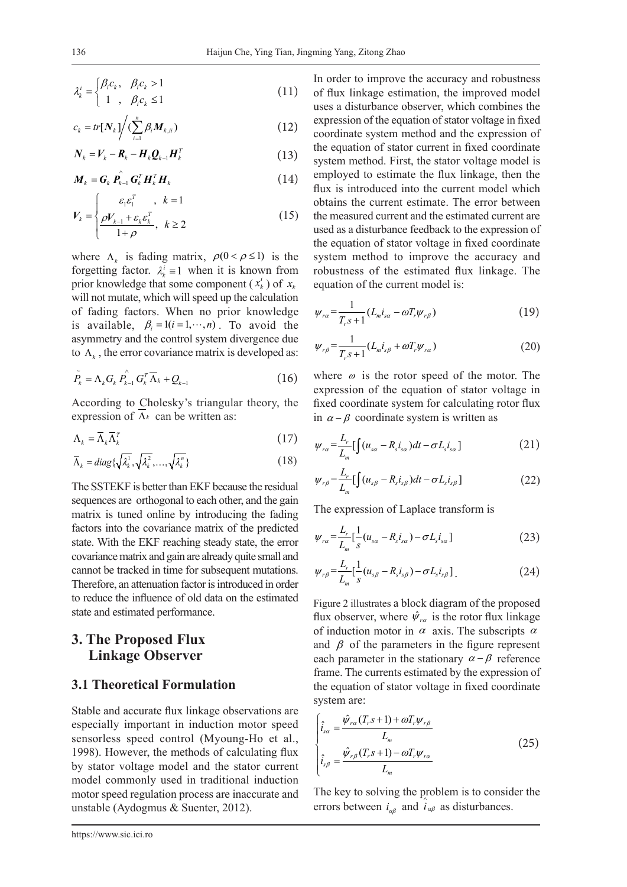$$\lambda_k^i = \begin{cases} \beta_i c_k, & \beta_i c_k > 1 \\ 1 \ , & \beta_i c_k \le 1 \end{cases} \tag{11}$$

$$c_k = tr[\boldsymbol{N}_k] \Big/ (\sum_{i=1}^{n} \beta_i \boldsymbol{M}_{k,ii}) \tag{12}$$

$$\boldsymbol{N}_k = \boldsymbol{V}_k - \boldsymbol{R}_k - \boldsymbol{H}_k \boldsymbol{Q}_{k-1} \boldsymbol{H}_k^T \tag{13}$$

$$\boldsymbol{M}_k = \boldsymbol{G}_k \hat{\boldsymbol{P}}_{k-1} \boldsymbol{G}_k^T \boldsymbol{H}_k^T \boldsymbol{H}_k \tag{14}$$

$$\boldsymbol{V}_k = \begin{cases} \varepsilon_1 \varepsilon_1^T \quad , & k = 1 \\ \dfrac{\rho \boldsymbol{V}_{k-1} + \varepsilon_k \varepsilon_k^T}{1+\rho}, & k \ge 2 \end{cases} \tag{15}$$

where $\Lambda_k$ is fading matrix, $\rho (0 < \rho \le 1)$ is the forgetting factor. $\lambda_k^i \equiv 1$ when it is known from prior knowledge that some component ($x_k^i$) of $x_k$ will not mutate, which will speed up the calculation of fading factors. When no prior knowledge is available, $\beta_i = 1 (i = 1, \cdots, n)$. To avoid the asymmetry and the control system divergence due to $\Lambda_k$, the error covariance matrix is developed as:

$$\tilde{P}_k = \Lambda_k G_k \hat{P}_{k-1} G_k^T \overline{\Lambda}_k + Q_{k-1} \tag{16}$$

According to Cholesky's triangular theory, the expression of $\overline{\Lambda}_k$ can be written as:

$$\Lambda_k = \overline{\Lambda}_k \overline{\Lambda}_k^T \tag{17}$$

$$\overline{\Lambda}_k = diag\{\sqrt{\lambda_k^1}, \sqrt{\lambda_k^2}, \ldots, \sqrt{\lambda_k^n}\} \tag{18}$$

The SSTEKF is better than EKF because the residual sequences are orthogonal to each other, and the gain matrix is tuned online by introducing the fading factors into the covariance matrix of the predicted state. With the EKF reaching steady state, the error covariance matrix and gain are already quite small and cannot be tracked in time for subsequent mutations. Therefore, an attenuation factor is introduced in order to reduce the influence of old data on the estimated state and estimated performance.

## 3. The Proposed Flux Linkage Observer

### 3.1 Theoretical Formulation

Stable and accurate flux linkage observations are especially important in induction motor speed sensorless speed control (Myoung-Ho et al., 1998). However, the methods of calculating flux by stator voltage model and the stator current model commonly used in traditional induction motor speed regulation process are inaccurate and unstable (Aydogmus & Suenter, 2012).

In order to improve the accuracy and robustness of flux linkage estimation, the improved model uses a disturbance observer, which combines the expression of the equation of stator voltage in fixed coordinate system method and the expression of the equation of stator current in fixed coordinate system method. First, the stator voltage model is employed to estimate the flux linkage, then the flux is introduced into the current model which obtains the current estimate. The error between the measured current and the estimated current are used as a disturbance feedback to the expression of the equation of stator voltage in fixed coordinate system method to improve the accuracy and robustness of the estimated flux linkage. The equation of the current model is:

$$\psi_{r\alpha} = \frac{1}{T_r s + 1}(L_m i_{s\alpha} - \omega T_r \psi_{r\beta}) \tag{19}$$

$$\psi_{r\beta} = \frac{1}{T_r s + 1}(L_m i_{s\beta} + \omega T_r \psi_{r\alpha}) \tag{20}$$

where $\omega$ is the rotor speed of the motor. The expression of the equation of stator voltage in fixed coordinate system for calculating rotor flux in $\alpha - \beta$ coordinate system is written as

$$\psi_{r\alpha} = \frac{L_r}{L_m}[\int (u_{s\alpha} - R_s i_{s\alpha}) dt - \sigma L_s i_{s\alpha}] \tag{21}$$

$$\psi_{r\beta} = \frac{L_r}{L_m}[\int (u_{s\beta} - R_s i_{s\beta}) dt - \sigma L_s i_{s\beta}] \tag{22}$$

The expression of Laplace transform is

$$\psi_{r\alpha} = \frac{L_r}{L_m}[\frac{1}{s}(u_{s\alpha} - R_s i_{s\alpha}) - \sigma L_s i_{s\alpha}] \tag{23}$$

$$\psi_{r\beta} = \frac{L_r}{L_m}[\frac{1}{s}(u_{s\beta} - R_s i_{s\beta}) - \sigma L_s i_{s\beta}]. \tag{24}$$

Figure 2 illustrates a block diagram of the proposed flux observer, where $\hat{\psi}_{r\alpha}$ is the rotor flux linkage of induction motor in $\alpha$ axis. The subscripts $\alpha$ and $\beta$ of the parameters in the figure represent each parameter in the stationary $\alpha - \beta$ reference frame. The currents estimated by the expression of the equation of stator voltage in fixed coordinate system are:

$$\begin{cases} \hat{i}_{s\alpha} = \dfrac{\hat{\psi}_{r\alpha}(T_r s + 1) + \omega T_r \psi_{r\beta}}{L_m} \\ \hat{i}_{s\beta} = \dfrac{\hat{\psi}_{r\beta}(T_r s + 1) - \omega T_r \psi_{r\alpha}}{L_m} \end{cases} \tag{25}$$

The key to solving the problem is to consider the errors between $i_{\alpha\beta}$ and $\hat{i}_{\alpha\beta}$ as disturbances.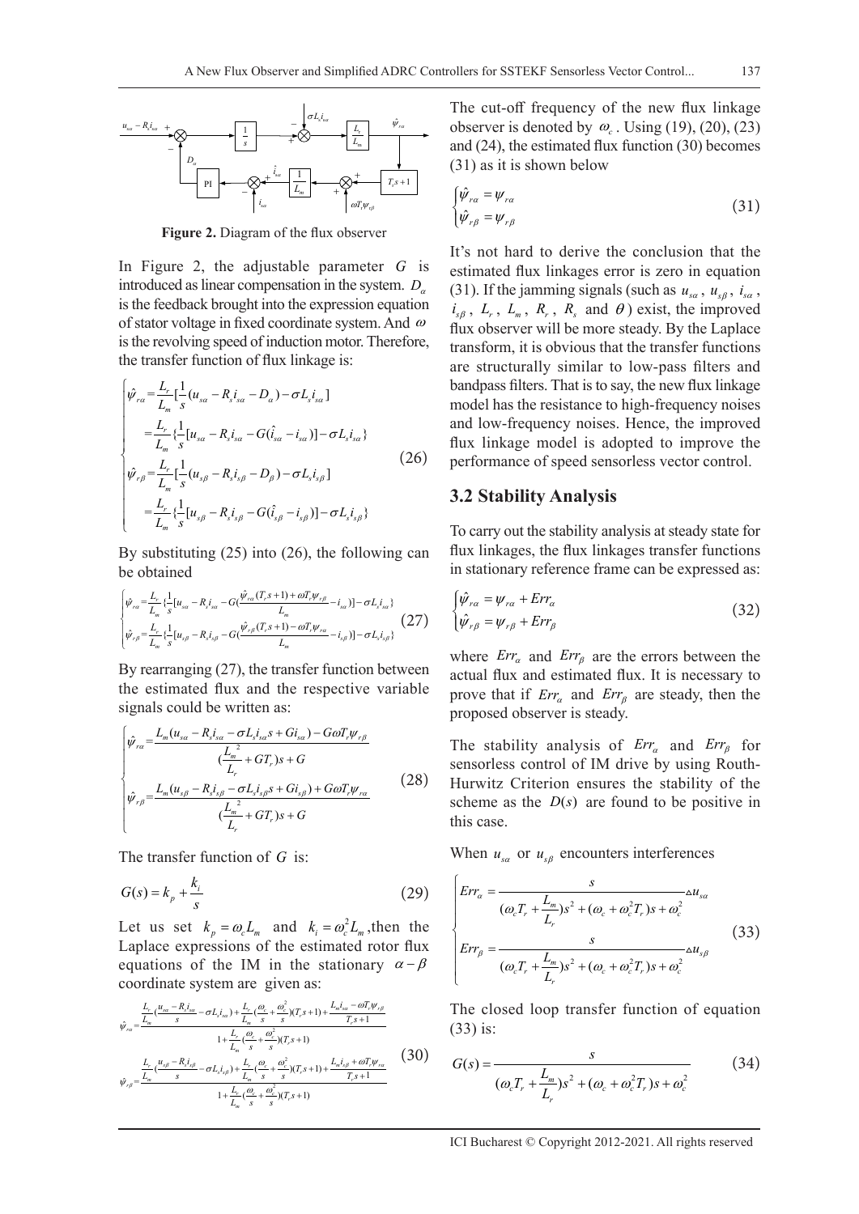**Figure 2.** Diagram of the flux observer

In Figure 2, the adjustable parameter $G$ is introduced as linear compensation in the system. $D_\alpha$ is the feedback brought into the expression equation of stator voltage in fixed coordinate system. And $\omega$ is the revolving speed of induction motor. Therefore, the transfer function of flux linkage is:

$$
\begin{cases}
\hat{\psi}_{r\alpha} = \dfrac{L_r}{L_m}[\dfrac{1}{s}(u_{s\alpha} - R_s i_{s\alpha} - D_\alpha) - \sigma L_s i_{s\alpha}] \\
\quad = \dfrac{L_r}{L_m}\{\dfrac{1}{s}[u_{s\alpha} - R_s i_{s\alpha} - G(\hat{i}_{s\alpha} - i_{s\alpha})] - \sigma L_s i_{s\alpha}\} \\
\hat{\psi}_{r\beta} = \dfrac{L_r}{L_m}[\dfrac{1}{s}(u_{s\beta} - R_s i_{s\beta} - D_\beta) - \sigma L_s i_{s\beta}] \\
\quad = \dfrac{L_r}{L_m}\{\dfrac{1}{s}[u_{s\beta} - R_s i_{s\beta} - G(\hat{i}_{s\beta} - i_{s\beta})] - \sigma L_s i_{s\beta}\}
\end{cases}
\tag{26}
$$

By substituting (25) into (26), the following can be obtained

$$
\begin{cases}
\hat{\psi}_{r\alpha} = \dfrac{L_r}{L_m}\{\dfrac{1}{s}[u_{s\alpha} - R_s i_{s\alpha} - G(\dfrac{\hat{\psi}_{r\alpha}(T_r s+1) + \omega T_r \psi_{r\beta}}{L_m} - i_{s\alpha})] - \sigma L_s i_{s\alpha}\} \\
\hat{\psi}_{r\beta} = \dfrac{L_r}{L_m}\{\dfrac{1}{s}[u_{s\beta} - R_s i_{s\beta} - G(\dfrac{\hat{\psi}_{r\beta}(T_r s+1) - \omega T_r \psi_{r\alpha}}{L_m} - i_{s\beta})] - \sigma L_s i_{s\beta}\}
\end{cases}
\tag{27}
$$

By rearranging (27), the transfer function between the estimated flux and the respective variable signals could be written as:

$$
\begin{cases}
\hat{\psi}_{r\alpha} = \dfrac{L_m(u_{s\alpha} - R_s i_{s\alpha} - \sigma L_s i_{s\alpha} s + G i_{s\alpha}) - G\omega T_r \psi_{r\beta}}{(\dfrac{L_m^2}{L_r} + G T_r)s + G} \\
\hat{\psi}_{r\beta} = \dfrac{L_m(u_{s\beta} - R_s i_{s\beta} - \sigma L_s i_{s\beta} s + G i_{s\beta}) + G\omega T_r \psi_{r\alpha}}{(\dfrac{L_m^2}{L_r} + G T_r)s + G}
\end{cases}
\tag{28}
$$

The transfer function of $G$ is:

$$
G(s) = k_p + \frac{k_i}{s} \tag{29}
$$

Let us set $k_p = \omega_c L_m$ and $k_i = \omega_c^2 L_m$, then the Laplace expressions of the estimated rotor flux equations of the IM in the stationary $\alpha-\beta$ coordinate system are given as:

$$
\begin{cases}
\hat{\psi}_{r\alpha} = \dfrac{\dfrac{L_r}{L_m}(\dfrac{u_{s\alpha} - R_s i_{s\alpha}}{s} - \sigma L_s i_{s\alpha}) + \dfrac{L_r}{L_m}(\dfrac{\omega_c}{s} + \dfrac{\omega_c^2}{s})(T_r s+1) + \dfrac{L_m i_{s\alpha} - \omega T_r \psi_{r\beta}}{T_r s+1}}{1 + \dfrac{L_r}{L_m}(\dfrac{\omega_c}{s} + \dfrac{\omega_c^2}{s})(T_r s+1)} \\
\hat{\psi}_{r\beta} = \dfrac{\dfrac{L_r}{L_m}(\dfrac{u_{s\beta} - R_s i_{s\beta}}{s} - \sigma L_s i_{s\beta}) + \dfrac{L_r}{L_m}(\dfrac{\omega_c}{s} + \dfrac{\omega_c^2}{s})(T_r s+1) + \dfrac{L_m i_{s\beta} + \omega T_r \psi_{r\alpha}}{T_r s+1}}{1 + \dfrac{L_r}{L_m}(\dfrac{\omega_c}{s} + \dfrac{\omega_c^2}{s})(T_r s+1)}
\end{cases}
\tag{30}
$$

The cut-off frequency of the new flux linkage observer is denoted by $\omega_c$. Using (19), (20), (23) and (24), the estimated flux function (30) becomes (31) as it is shown below

$$
\begin{cases}
\hat{\psi}_{r\alpha} = \psi_{r\alpha} \\
\hat{\psi}_{r\beta} = \psi_{r\beta}
\end{cases}
\tag{31}
$$

It's not hard to derive the conclusion that the estimated flux linkages error is zero in equation (31). If the jamming signals (such as $u_{s\alpha}$, $u_{s\beta}$, $i_{s\alpha}$, $i_{s\beta}$, $L_r$, $L_m$, $R_r$, $R_s$ and $\theta$) exist, the improved flux observer will be more steady. By the Laplace transform, it is obvious that the transfer functions are structurally similar to low-pass filters and bandpass filters. That is to say, the new flux linkage model has the resistance to high-frequency noises and low-frequency noises. Hence, the improved flux linkage model is adopted to improve the performance of speed sensorless vector control.

## 3.2 Stability Analysis

To carry out the stability analysis at steady state for flux linkages, the flux linkages transfer functions in stationary reference frame can be expressed as:

$$
\begin{cases}
\hat{\psi}_{r\alpha} = \psi_{r\alpha} + Err_\alpha \\
\hat{\psi}_{r\beta} = \psi_{r\beta} + Err_\beta
\end{cases}
\tag{32}
$$

where $Err_\alpha$ and $Err_\beta$ are the errors between the actual flux and estimated flux. It is necessary to prove that if $Err_\alpha$ and $Err_\beta$ are steady, then the proposed observer is steady.

The stability analysis of $Err_\alpha$ and $Err_\beta$ for sensorless control of IM drive by using Routh-Hurwitz Criterion ensures the stability of the scheme as the $D(s)$ are found to be positive in this case.

When $u_{s\alpha}$ or $u_{s\beta}$ encounters interferences

$$
\begin{cases}
Err_\alpha = \dfrac{s}{(\omega_c T_r + \dfrac{L_m}{L_r})s^2 + (\omega_c + \omega_c^2 T_r)s + \omega_c^2} \Delta u_{s\alpha} \\
Err_\beta = \dfrac{s}{(\omega_c T_r + \dfrac{L_m}{L_r})s^2 + (\omega_c + \omega_c^2 T_r)s + \omega_c^2} \Delta u_{s\beta}
\end{cases}
\tag{33}
$$

The closed loop transfer function of equation (33) is:

$$
G(s) = \frac{s}{(\omega_c T_r + \dfrac{L_m}{L_r})s^2 + (\omega_c + \omega_c^2 T_r)s + \omega_c^2} \tag{34}
$$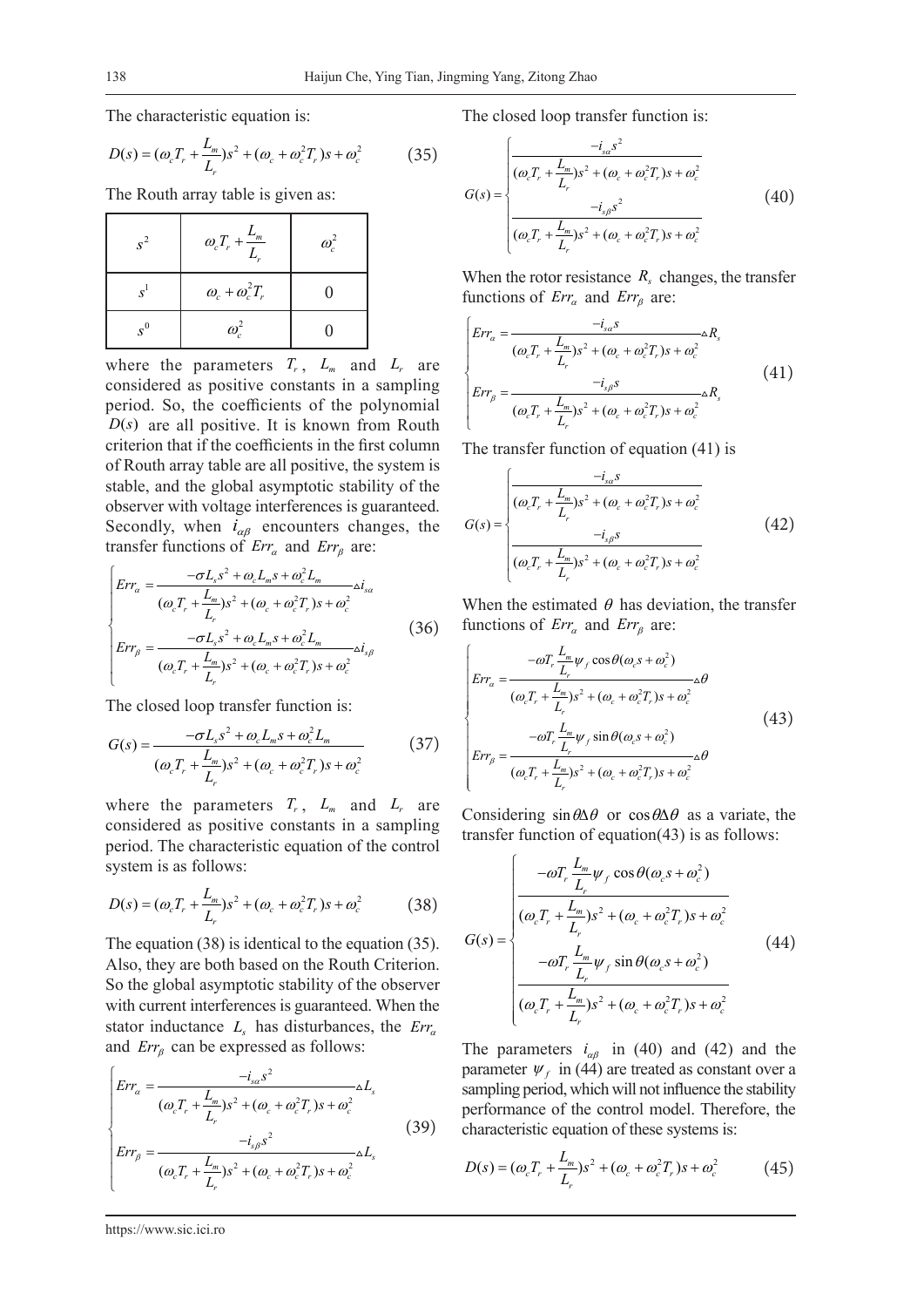The characteristic equation is:

$$D(s) = (\omega_c T_r + \frac{L_m}{L_r})s^2 + (\omega_c + \omega_c^2 T_r)s + \omega_c^2 \tag{35}$$

The Routh array table is given as:

| $s^2$ | $\omega_c T_r + \frac{L_m}{L_r}$ | $\omega_c^2$ |
|---|---|---|
| $s^1$ | $\omega_c + \omega_c^2 T_r$ | 0 |
| $s^0$ | $\omega_c^2$ | 0 |

where the parameters $T_r$, $L_m$ and $L_r$ are considered as positive constants in a sampling period. So, the coefficients of the polynomial $D(s)$ are all positive. It is known from Routh criterion that if the coefficients in the first column of Routh array table are all positive, the system is stable, and the global asymptotic stability of the observer with voltage interferences is guaranteed. Secondly, when $i_{\alpha\beta}$ encounters changes, the transfer functions of $Err_\alpha$ and $Err_\beta$ are:

$$\begin{cases} Err_\alpha = \dfrac{-\sigma L_s s^2 + \omega_c L_m s + \omega_c^2 L_m}{(\omega_c T_r + \frac{L_m}{L_r})s^2 + (\omega_c + \omega_c^2 T_r)s + \omega_c^2} \Delta i_{s\alpha} \\ Err_\beta = \dfrac{-\sigma L_s s^2 + \omega_c L_m s + \omega_c^2 L_m}{(\omega_c T_r + \frac{L_m}{L_r})s^2 + (\omega_c + \omega_c^2 T_r)s + \omega_c^2} \Delta i_{s\beta} \end{cases} \tag{36}$$

The closed loop transfer function is:

$$G(s) = \frac{-\sigma L_s s^2 + \omega_c L_m s + \omega_c^2 L_m}{(\omega_c T_r + \frac{L_m}{L_r})s^2 + (\omega_c + \omega_c^2 T_r)s + \omega_c^2} \tag{37}$$

where the parameters $T_r$, $L_m$ and $L_r$ are considered as positive constants in a sampling period. The characteristic equation of the control system is as follows:

$$D(s) = (\omega_c T_r + \frac{L_m}{L_r})s^2 + (\omega_c + \omega_c^2 T_r)s + \omega_c^2 \tag{38}$$

The equation (38) is identical to the equation (35). Also, they are both based on the Routh Criterion. So the global asymptotic stability of the observer with current interferences is guaranteed. When the stator inductance $L_s$ has disturbances, the $Err_\alpha$ and $Err_\beta$ can be expressed as follows:

$$\begin{cases} Err_\alpha = \dfrac{-i_{s\alpha} s^2}{(\omega_c T_r + \frac{L_m}{L_r})s^2 + (\omega_c + \omega_c^2 T_r)s + \omega_c^2} \Delta L_s \\ Err_\beta = \dfrac{-i_{s\beta} s^2}{(\omega_c T_r + \frac{L_m}{L_r})s^2 + (\omega_c + \omega_c^2 T_r)s + \omega_c^2} \Delta L_s \end{cases} \tag{39}$$

The closed loop transfer function is:

$$G(s) = \begin{cases} \dfrac{-i_{s\alpha} s^2}{(\omega_c T_r + \frac{L_m}{L_r})s^2 + (\omega_c + \omega_c^2 T_r)s + \omega_c^2} \\ \dfrac{-i_{s\beta} s^2}{(\omega_c T_r + \frac{L_m}{L_r})s^2 + (\omega_c + \omega_c^2 T_r)s + \omega_c^2} \end{cases} \tag{40}$$

When the rotor resistance $R_s$ changes, the transfer functions of $Err_\alpha$ and $Err_\beta$ are:

$$\begin{cases} Err_\alpha = \dfrac{-i_{s\alpha} s}{(\omega_c T_r + \frac{L_m}{L_r})s^2 + (\omega_c + \omega_c^2 T_r)s + \omega_c^2} \Delta R_s \\ Err_\beta = \dfrac{-i_{s\beta} s}{(\omega_c T_r + \frac{L_m}{L_r})s^2 + (\omega_c + \omega_c^2 T_r)s + \omega_c^2} \Delta R_s \end{cases} \tag{41}$$

The transfer function of equation (41) is

$$G(s) = \begin{cases} \dfrac{-i_{s\alpha} s}{(\omega_c T_r + \frac{L_m}{L_r})s^2 + (\omega_c + \omega_c^2 T_r)s + \omega_c^2} \\ \dfrac{-i_{s\beta} s}{(\omega_c T_r + \frac{L_m}{L_r})s^2 + (\omega_c + \omega_c^2 T_r)s + \omega_c^2} \end{cases} \tag{42}$$

When the estimated $\theta$ has deviation, the transfer functions of $Err_\alpha$ and $Err_\beta$ are:

$$\begin{cases} Err_\alpha = \dfrac{-\omega T_r \frac{L_m}{L_r} \psi_f \cos\theta(\omega_c s + \omega_c^2)}{(\omega_c T_r + \frac{L_m}{L_r})s^2 + (\omega_c + \omega_c^2 T_r)s + \omega_c^2} \Delta\theta \\ Err_\beta = \dfrac{-\omega T_r \frac{L_m}{L_r} \psi_f \sin\theta(\omega_c s + \omega_c^2)}{(\omega_c T_r + \frac{L_m}{L_r})s^2 + (\omega_c + \omega_c^2 T_r)s + \omega_c^2} \Delta\theta \end{cases} \tag{43}$$

Considering $\sin\theta\Delta\theta$ or $\cos\theta\Delta\theta$ as a variate, the transfer function of equation(43) is as follows:

$$G(s) = \begin{cases} \dfrac{-\omega T_r \frac{L_m}{L_r} \psi_f \cos\theta(\omega_c s + \omega_c^2)}{(\omega_c T_r + \frac{L_m}{L_r})s^2 + (\omega_c + \omega_c^2 T_r)s + \omega_c^2} \\ \dfrac{-\omega T_r \frac{L_m}{L_r} \psi_f \sin\theta(\omega_c s + \omega_c^2)}{(\omega_c T_r + \frac{L_m}{L_r})s^2 + (\omega_c + \omega_c^2 T_r)s + \omega_c^2} \end{cases} \tag{44}$$

The parameters $i_{\alpha\beta}$ in (40) and (42) and the parameter $\psi_f$ in (44) are treated as constant over a sampling period, which will not influence the stability performance of the control model. Therefore, the characteristic equation of these systems is:

$$D(s) = (\omega_c T_r + \frac{L_m}{L_r})s^2 + (\omega_c + \omega_c^2 T_r)s + \omega_c^2 \tag{45}$$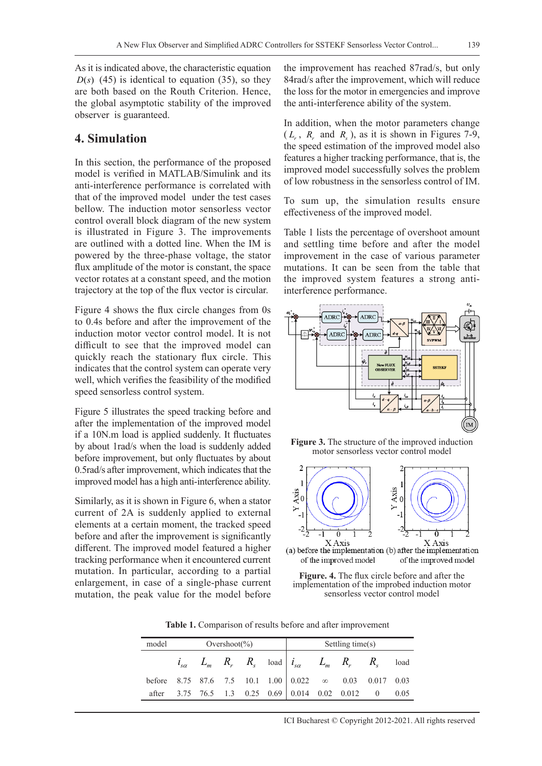As it is indicated above, the characteristic equation $D(s)$ (45) is identical to equation (35), so they are both based on the Routh Criterion. Hence, the global asymptotic stability of the improved observer is guaranteed.

## 4. Simulation

In this section, the performance of the proposed model is verified in MATLAB/Simulink and its anti-interference performance is correlated with that of the improved model under the test cases bellow. The induction motor sensorless vector control overall block diagram of the new system is illustrated in Figure 3. The improvements are outlined with a dotted line. When the IM is powered by the three-phase voltage, the stator flux amplitude of the motor is constant, the space vector rotates at a constant speed, and the motion trajectory at the top of the flux vector is circular.

Figure 4 shows the flux circle changes from 0s to 0.4s before and after the improvement of the induction motor vector control model. It is not difficult to see that the improved model can quickly reach the stationary flux circle. This indicates that the control system can operate very well, which verifies the feasibility of the modified speed sensorless control system.

Figure 5 illustrates the speed tracking before and after the implementation of the improved model if a 10N.m load is applied suddenly. It fluctuates by about 1rad/s when the load is suddenly added before improvement, but only fluctuates by about 0.5rad/s after improvement, which indicates that the improved model has a high anti-interference ability.

Similarly, as it is shown in Figure 6, when a stator current of 2A is suddenly applied to external elements at a certain moment, the tracked speed before and after the improvement is significantly different. The improved model featured a higher tracking performance when it encountered current mutation. In particular, according to a partial enlargement, in case of a single-phase current mutation, the peak value for the model before the improvement has reached 87rad/s, but only 84rad/s after the improvement, which will reduce the loss for the motor in emergencies and improve the anti-interference ability of the system.

In addition, when the motor parameters change ($L_r$, $R_r$ and $R_s$), as it is shown in Figures 7-9, the speed estimation of the improved model also features a higher tracking performance, that is, the improved model successfully solves the problem of low robustness in the sensorless control of IM.

To sum up, the simulation results ensure effectiveness of the improved model.

Table 1 lists the percentage of overshoot amount and settling time before and after the model improvement in the case of various parameter mutations. It can be seen from the table that the improved system features a strong anti-interference performance.

**Figure 3.** The structure of the improved induction motor sensorless vector control model

(a) before the implementation of the improved model (b) after the implementation of the improved model

**Figure. 4.** The flux circle before and after the implementation of the improbed induction motor sensorless vector control model

**Table 1.** Comparison of results before and after improvement

| model | Overshoot(%) | | | | | Settling time(s) | | | | |
|---|---|---|---|---|---|---|---|---|---|---|
| | $i_{s\alpha}$ | $L_m$ | $R_r$ | $R_s$ | load | $i_{s\alpha}$ | $L_m$ | $R_r$ | $R_s$ | load |
| before | 8.75 | 87.6 | 7.5 | 10.1 | 1.00 | 0.022 | $\infty$ | 0.03 | 0.017 | 0.03 |
| after | 3.75 | 76.5 | 1.3 | 0.25 | 0.69 | 0.014 | 0.02 | 0.012 | 0 | 0.05 |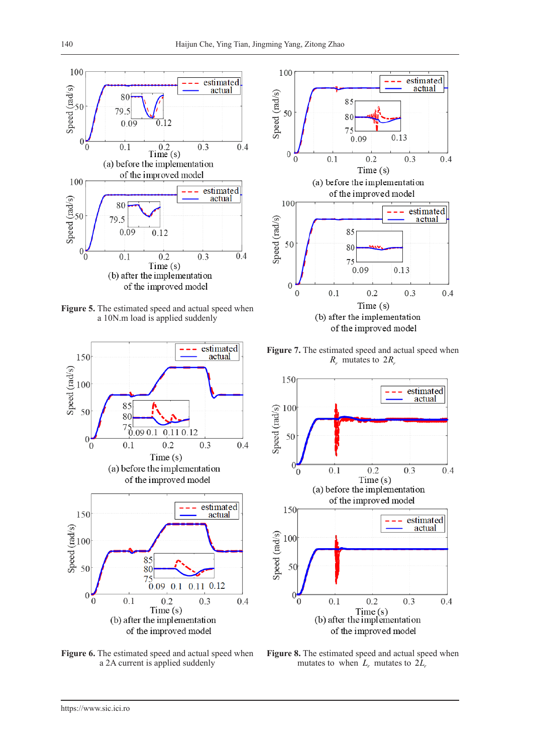**Figure 5.** The estimated speed and actual speed when a 10N.m load is applied suddenly

**Figure 6.** The estimated speed and actual speed when a 2A current is applied suddenly

**Figure 7.** The estimated speed and actual speed when $R_r$ mutates to $2R_r$

**Figure 8.** The estimated speed and actual speed when mutates to when $L_r$ mutates to $2L_r$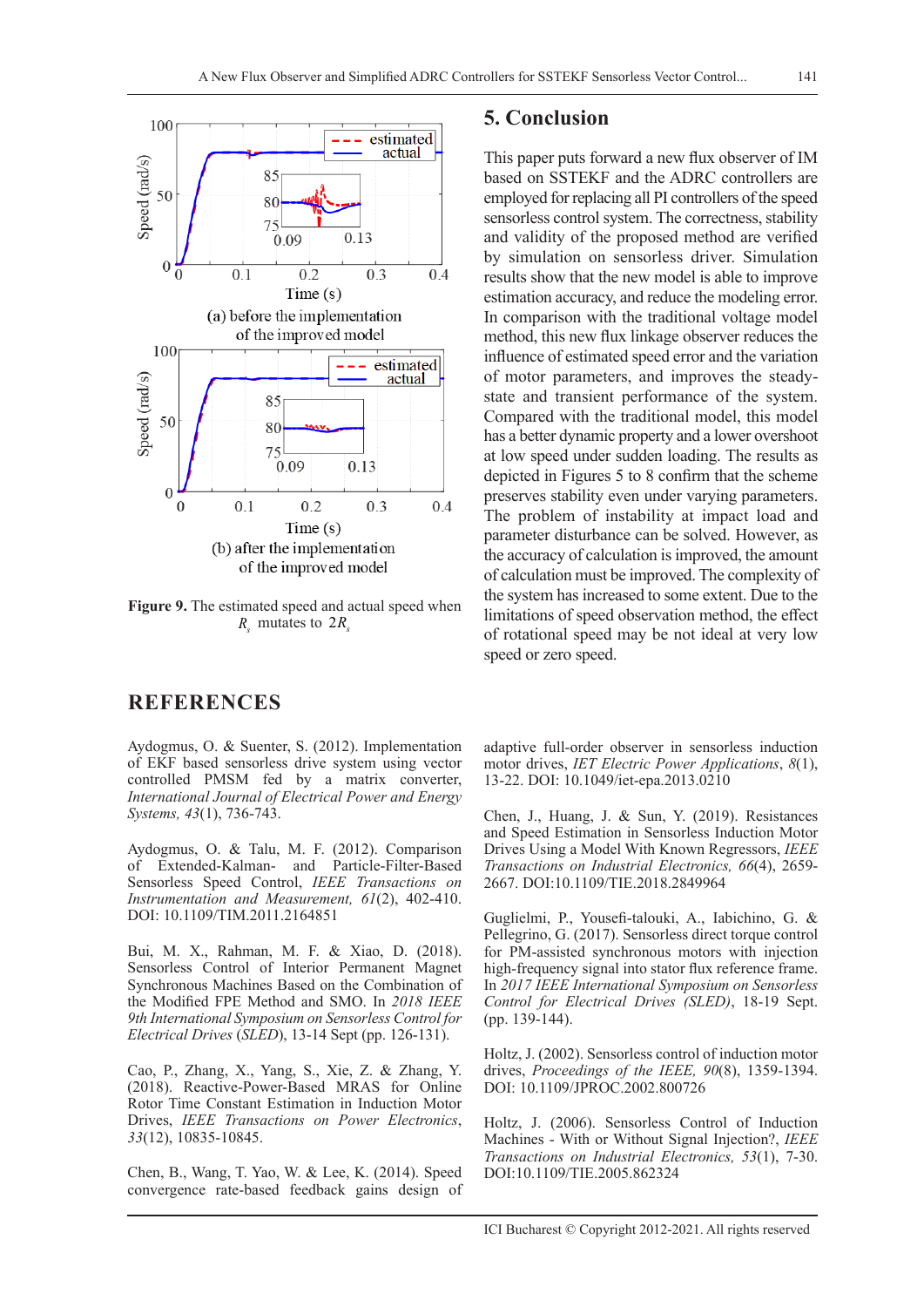Figure 9. The estimated speed and actual speed when $R_s$ mutates to $2R_s$

(a) before the implementation of the improved model

(b) after the implementation of the improved model

## 5. Conclusion

This paper puts forward a new flux observer of IM based on SSTEKF and the ADRC controllers are employed for replacing all PI controllers of the speed sensorless control system. The correctness, stability and validity of the proposed method are verified by simulation on sensorless driver. Simulation results show that the new model is able to improve estimation accuracy, and reduce the modeling error. In comparison with the traditional voltage model method, this new flux linkage observer reduces the influence of estimated speed error and the variation of motor parameters, and improves the steady-state and transient performance of the system. Compared with the traditional model, this model has a better dynamic property and a lower overshoot at low speed under sudden loading. The results as depicted in Figures 5 to 8 confirm that the scheme preserves stability even under varying parameters. The problem of instability at impact load and parameter disturbance can be solved. However, as the accuracy of calculation is improved, the amount of calculation must be improved. The complexity of the system has increased to some extent. Due to the limitations of speed observation method, the effect of rotational speed may be not ideal at very low speed or zero speed.

## REFERENCES

Aydogmus, O. & Suenter, S. (2012). Implementation of EKF based sensorless drive system using vector controlled PMSM fed by a matrix converter, *International Journal of Electrical Power and Energy Systems, 43*(1), 736-743.

Aydogmus, O. & Talu, M. F. (2012). Comparison of Extended-Kalman- and Particle-Filter-Based Sensorless Speed Control, *IEEE Transactions on Instrumentation and Measurement, 61*(2), 402-410. DOI: 10.1109/TIM.2011.2164851

Bui, M. X., Rahman, M. F. & Xiao, D. (2018). Sensorless Control of Interior Permanent Magnet Synchronous Machines Based on the Combination of the Modified FPE Method and SMO. In *2018 IEEE 9th International Symposium on Sensorless Control for Electrical Drives* (*SLED*), 13-14 Sept (pp. 126-131).

Cao, P., Zhang, X., Yang, S., Xie, Z. & Zhang, Y. (2018). Reactive-Power-Based MRAS for Online Rotor Time Constant Estimation in Induction Motor Drives, *IEEE Transactions on Power Electronics*, *33*(12), 10835-10845.

Chen, B., Wang, T. Yao, W. & Lee, K. (2014). Speed convergence rate-based feedback gains design of adaptive full-order observer in sensorless induction motor drives, *IET Electric Power Applications*, *8*(1), 13-22. DOI: 10.1049/iet-epa.2013.0210

Chen, J., Huang, J. & Sun, Y. (2019). Resistances and Speed Estimation in Sensorless Induction Motor Drives Using a Model With Known Regressors, *IEEE Transactions on Industrial Electronics, 66*(4), 2659-2667. DOI:10.1109/TIE.2018.2849964

Guglielmi, P., Yousefi-talouki, A., Iabichino, G. & Pellegrino, G. (2017). Sensorless direct torque control for PM-assisted synchronous motors with injection high-frequency signal into stator flux reference frame. In *2017 IEEE International Symposium on Sensorless Control for Electrical Drives (SLED)*, 18-19 Sept. (pp. 139-144).

Holtz, J. (2002). Sensorless control of induction motor drives, *Proceedings of the IEEE, 90*(8), 1359-1394. DOI: 10.1109/JPROC.2002.800726

Holtz, J. (2006). Sensorless Control of Induction Machines - With or Without Signal Injection?, *IEEE Transactions on Industrial Electronics, 53*(1), 7-30. DOI:10.1109/TIE.2005.862324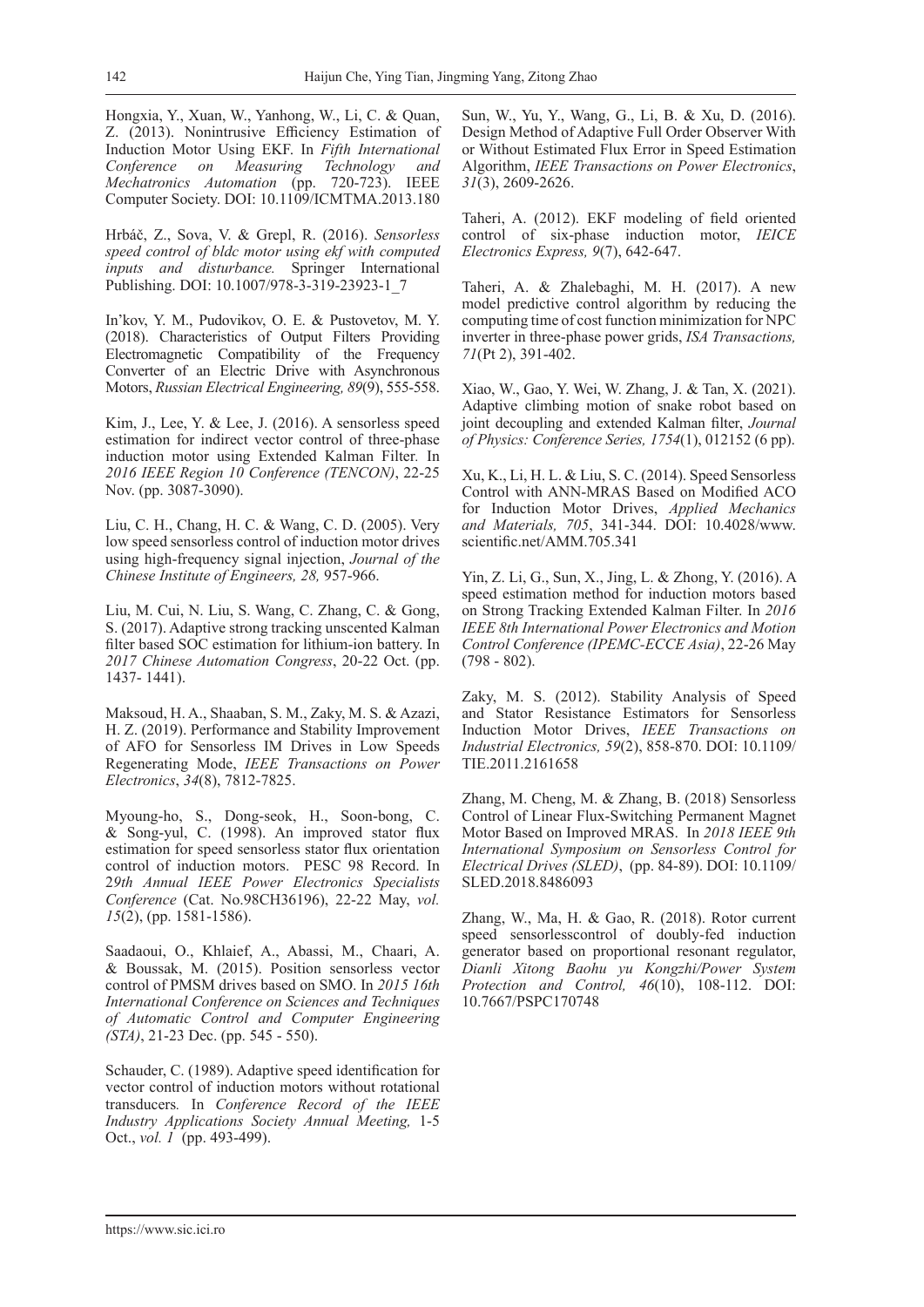Hongxia, Y., Xuan, W., Yanhong, W., Li, C. & Quan, Z. (2013). Nonintrusive Efficiency Estimation of Induction Motor Using EKF. In *Fifth International Conference on Measuring Technology and Mechatronics Automation* (pp. 720-723). IEEE Computer Society. DOI: 10.1109/ICMTMA.2013.180

Hrbáč, Z., Sova, V. & Grepl, R. (2016). *Sensorless speed control of bldc motor using ekf with computed inputs and disturbance.* Springer International Publishing. DOI: 10.1007/978-3-319-23923-1_7

In'kov, Y. M., Pudovikov, O. E. & Pustovetov, M. Y. (2018). Characteristics of Output Filters Providing Electromagnetic Compatibility of the Frequency Converter of an Electric Drive with Asynchronous Motors, *Russian Electrical Engineering, 89*(9), 555-558.

Kim, J., Lee, Y. & Lee, J. (2016). A sensorless speed estimation for indirect vector control of three-phase induction motor using Extended Kalman Filter. In *2016 IEEE Region 10 Conference (TENCON)*, 22-25 Nov. (pp. 3087-3090).

Liu, C. H., Chang, H. C. & Wang, C. D. (2005). Very low speed sensorless control of induction motor drives using high-frequency signal injection, *Journal of the Chinese Institute of Engineers, 28,* 957-966.

Liu, M. Cui, N. Liu, S. Wang, C. Zhang, C. & Gong, S. (2017). Adaptive strong tracking unscented Kalman filter based SOC estimation for lithium-ion battery. In *2017 Chinese Automation Congress*, 20-22 Oct. (pp. 1437- 1441).

Maksoud, H. A., Shaaban, S. M., Zaky, M. S. & Azazi, H. Z. (2019). Performance and Stability Improvement of AFO for Sensorless IM Drives in Low Speeds Regenerating Mode, *IEEE Transactions on Power Electronics*, *34*(8), 7812-7825.

Myoung-ho, S., Dong-seok, H., Soon-bong, C. & Song-yul, C. (1998). An improved stator flux estimation for speed sensorless stator flux orientation control of induction motors. PESC 98 Record. In 2*9th Annual IEEE Power Electronics Specialists Conference* (Cat. No.98CH36196), 22-22 May, *vol. 15*(2), (pp. 1581-1586).

Saadaoui, O., Khlaief, A., Abassi, M., Chaari, A. & Boussak, M. (2015). Position sensorless vector control of PMSM drives based on SMO. In *2015 16th International Conference on Sciences and Techniques of Automatic Control and Computer Engineering (STA)*, 21-23 Dec. (pp. 545 - 550).

Schauder, C. (1989). Adaptive speed identification for vector control of induction motors without rotational transducers. In *Conference Record of the IEEE Industry Applications Society Annual Meeting,* 1-5 Oct., *vol. 1* (pp. 493-499).

Sun, W., Yu, Y., Wang, G., Li, B. & Xu, D. (2016). Design Method of Adaptive Full Order Observer With or Without Estimated Flux Error in Speed Estimation Algorithm, *IEEE Transactions on Power Electronics*, *31*(3), 2609-2626.

Taheri, A. (2012). EKF modeling of field oriented control of six-phase induction motor, *IEICE Electronics Express, 9*(7), 642-647.

Taheri, A. & Zhalebaghi, M. H. (2017). A new model predictive control algorithm by reducing the computing time of cost function minimization for NPC inverter in three-phase power grids, *ISA Transactions, 71*(Pt 2), 391-402.

Xiao, W., Gao, Y. Wei, W. Zhang, J. & Tan, X. (2021). Adaptive climbing motion of snake robot based on joint decoupling and extended Kalman filter, *Journal of Physics: Conference Series, 1754*(1), 012152 (6 pp).

Xu, K., Li, H. L. & Liu, S. C. (2014). Speed Sensorless Control with ANN-MRAS Based on Modified ACO for Induction Motor Drives, *Applied Mechanics and Materials, 705*, 341-344. DOI: 10.4028/www.scientific.net/AMM.705.341

Yin, Z. Li, G., Sun, X., Jing, L. & Zhong, Y. (2016). A speed estimation method for induction motors based on Strong Tracking Extended Kalman Filter. In *2016 IEEE 8th International Power Electronics and Motion Control Conference (IPEMC-ECCE Asia)*, 22-26 May (798 - 802).

Zaky, M. S. (2012). Stability Analysis of Speed and Stator Resistance Estimators for Sensorless Induction Motor Drives, *IEEE Transactions on Industrial Electronics, 59*(2), 858-870. DOI: 10.1109/TIE.2011.2161658

Zhang, M. Cheng, M. & Zhang, B. (2018) Sensorless Control of Linear Flux-Switching Permanent Magnet Motor Based on Improved MRAS. In *2018 IEEE 9th International Symposium on Sensorless Control for Electrical Drives (SLED)*, (pp. 84-89). DOI: 10.1109/SLED.2018.8486093

Zhang, W., Ma, H. & Gao, R. (2018). Rotor current speed sensorlesscontrol of doubly-fed induction generator based on proportional resonant regulator, *Dianli Xitong Baohu yu Kongzhi/Power System Protection and Control, 46*(10), 108-112. DOI: 10.7667/PSPC170748